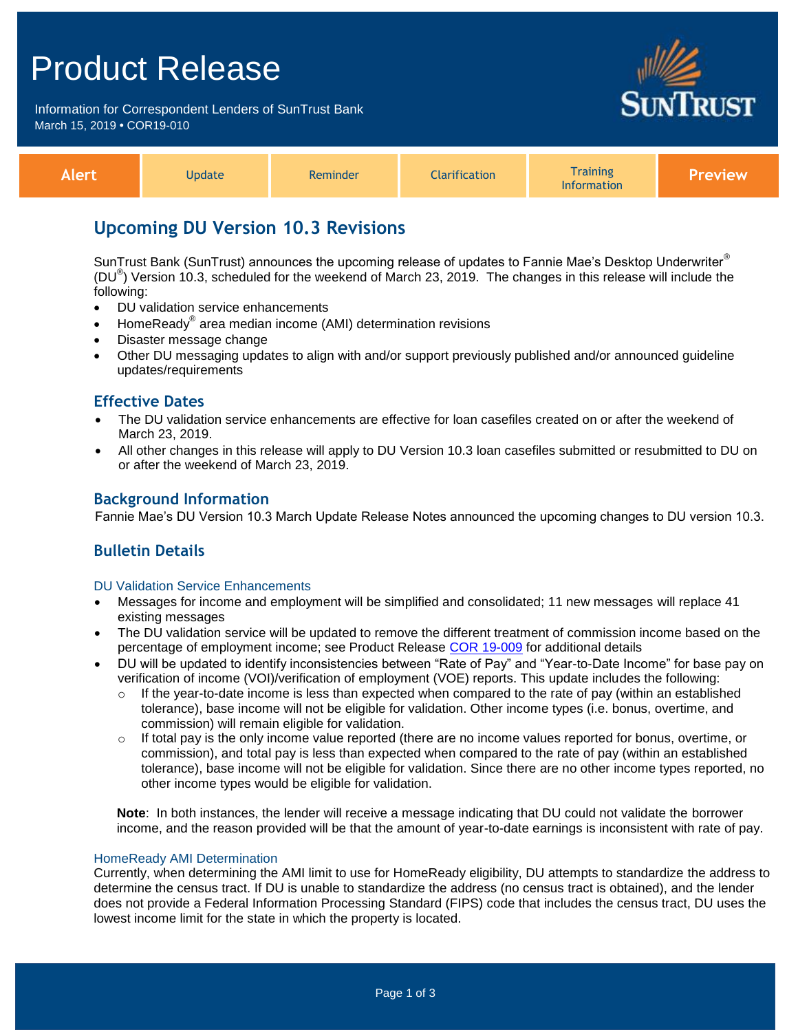# Product Release

Information for Correspondent Lenders of SunTrust Bank
March 15, 2019 • COR19-010

| Alert | Update | Reminder | Clarification | Training Information | Preview |
|---|---|---|---|---|---|

## Upcoming DU Version 10.3 Revisions

SunTrust Bank (SunTrust) announces the upcoming release of updates to Fannie Mae's Desktop Underwriter® (DU®) Version 10.3, scheduled for the weekend of March 23, 2019. The changes in this release will include the following:

- DU validation service enhancements
- HomeReady® area median income (AMI) determination revisions
- Disaster message change
- Other DU messaging updates to align with and/or support previously published and/or announced guideline updates/requirements

### Effective Dates

- The DU validation service enhancements are effective for loan casefiles created on or after the weekend of March 23, 2019.
- All other changes in this release will apply to DU Version 10.3 loan casefiles submitted or resubmitted to DU on or after the weekend of March 23, 2019.

### Background Information

Fannie Mae's DU Version 10.3 March Update Release Notes announced the upcoming changes to DU version 10.3.

### Bulletin Details

#### DU Validation Service Enhancements

- Messages for income and employment will be simplified and consolidated; 11 new messages will replace 41 existing messages
- The DU validation service will be updated to remove the different treatment of commission income based on the percentage of employment income; see Product Release COR 19-009 for additional details
- DU will be updated to identify inconsistencies between "Rate of Pay" and "Year-to-Date Income" for base pay on verification of income (VOI)/verification of employment (VOE) reports. This update includes the following:
  - If the year-to-date income is less than expected when compared to the rate of pay (within an established tolerance), base income will not be eligible for validation. Other income types (i.e. bonus, overtime, and commission) will remain eligible for validation.
  - If total pay is the only income value reported (there are no income values reported for bonus, overtime, or commission), and total pay is less than expected when compared to the rate of pay (within an established tolerance), base income will not be eligible for validation. Since there are no other income types reported, no other income types would be eligible for validation.

  **Note**: In both instances, the lender will receive a message indicating that DU could not validate the borrower income, and the reason provided will be that the amount of year-to-date earnings is inconsistent with rate of pay.

#### HomeReady AMI Determination

Currently, when determining the AMI limit to use for HomeReady eligibility, DU attempts to standardize the address to determine the census tract. If DU is unable to standardize the address (no census tract is obtained), and the lender does not provide a Federal Information Processing Standard (FIPS) code that includes the census tract, DU uses the lowest income limit for the state in which the property is located.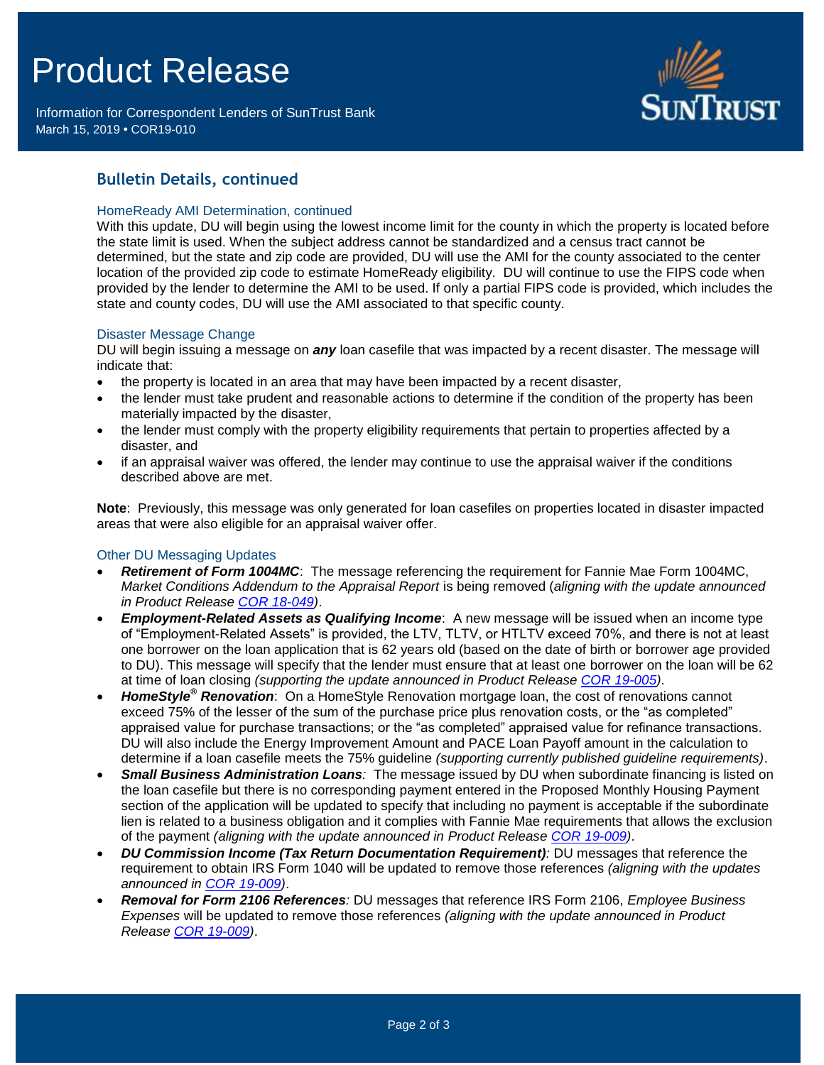## Bulletin Details, continued

### HomeReady AMI Determination, continued

With this update, DU will begin using the lowest income limit for the county in which the property is located before the state limit is used. When the subject address cannot be standardized and a census tract cannot be determined, but the state and zip code are provided, DU will use the AMI for the county associated to the center location of the provided zip code to estimate HomeReady eligibility. DU will continue to use the FIPS code when provided by the lender to determine the AMI to be used. If only a partial FIPS code is provided, which includes the state and county codes, DU will use the AMI associated to that specific county.

### Disaster Message Change

DU will begin issuing a message on ***any*** loan casefile that was impacted by a recent disaster. The message will indicate that:

- the property is located in an area that may have been impacted by a recent disaster,
- the lender must take prudent and reasonable actions to determine if the condition of the property has been materially impacted by the disaster,
- the lender must comply with the property eligibility requirements that pertain to properties affected by a disaster, and
- if an appraisal waiver was offered, the lender may continue to use the appraisal waiver if the conditions described above are met.

**Note**: Previously, this message was only generated for loan casefiles on properties located in disaster impacted areas that were also eligible for an appraisal waiver offer.

### Other DU Messaging Updates

- ***Retirement of Form 1004MC***: The message referencing the requirement for Fannie Mae Form 1004MC, *Market Conditions Addendum to the Appraisal Report* is being removed (*aligning with the update announced in Product Release COR 18-049)*.
- ***Employment-Related Assets as Qualifying Income***: A new message will be issued when an income type of "Employment-Related Assets" is provided, the LTV, TLTV, or HTLTV exceed 70%, and there is not at least one borrower on the loan application that is 62 years old (based on the date of birth or borrower age provided to DU). This message will specify that the lender must ensure that at least one borrower on the loan will be 62 at time of loan closing *(supporting the update announced in Product Release COR 19-005)*.
- ***HomeStyle® Renovation***: On a HomeStyle Renovation mortgage loan, the cost of renovations cannot exceed 75% of the lesser of the sum of the purchase price plus renovation costs, or the "as completed" appraised value for purchase transactions; or the "as completed" appraised value for refinance transactions. DU will also include the Energy Improvement Amount and PACE Loan Payoff amount in the calculation to determine if a loan casefile meets the 75% guideline *(supporting currently published guideline requirements)*.
- ***Small Business Administration Loans****:* The message issued by DU when subordinate financing is listed on the loan casefile but there is no corresponding payment entered in the Proposed Monthly Housing Payment section of the application will be updated to specify that including no payment is acceptable if the subordinate lien is related to a business obligation and it complies with Fannie Mae requirements that allows the exclusion of the payment *(aligning with the update announced in Product Release COR 19-009)*.
- ***DU Commission Income (Tax Return Documentation Requirement)****:* DU messages that reference the requirement to obtain IRS Form 1040 will be updated to remove those references *(aligning with the updates announced in COR 19-009)*.
- ***Removal for Form 2106 References****:* DU messages that reference IRS Form 2106, *Employee Business Expenses* will be updated to remove those references *(aligning with the update announced in Product Release COR 19-009)*.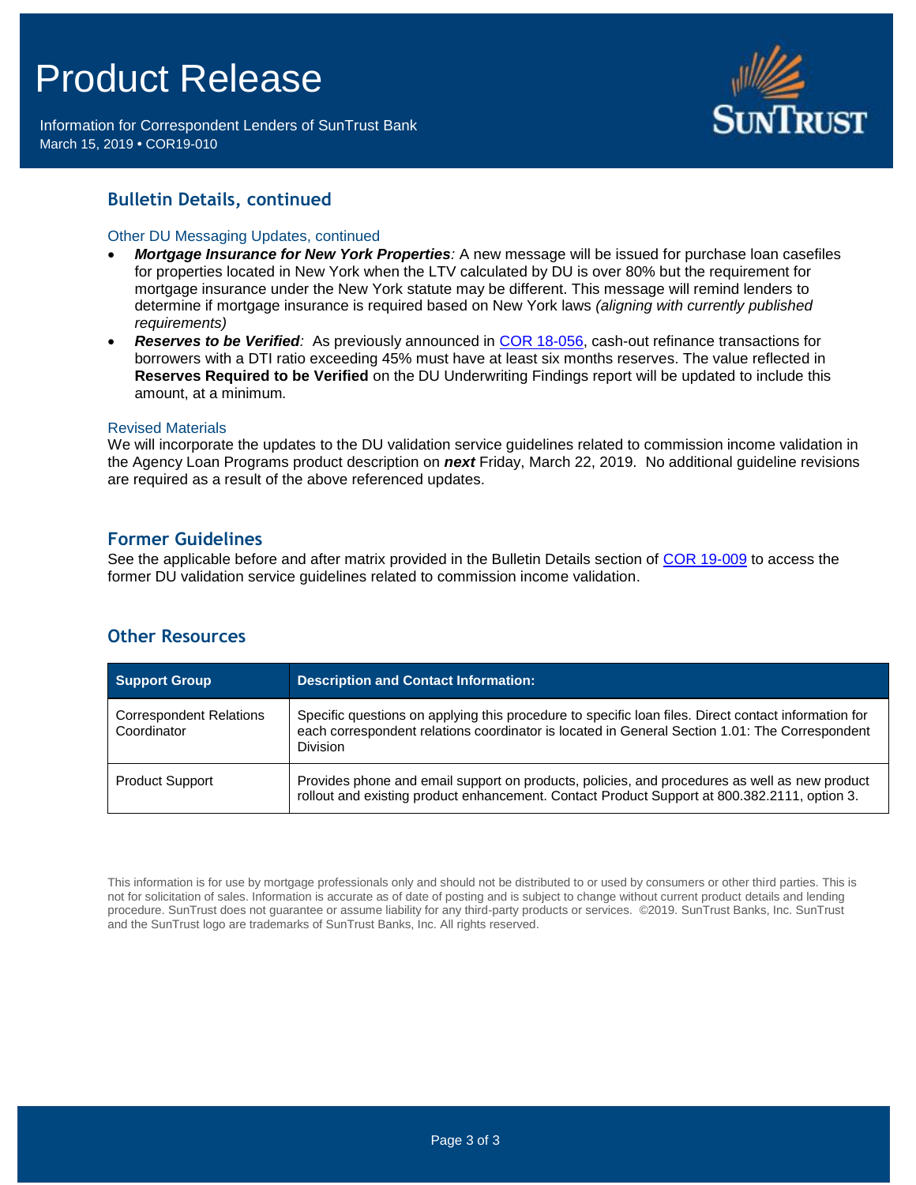## Bulletin Details, continued

### Other DU Messaging Updates, continued

- ***Mortgage Insurance for New York Properties**:* A new message will be issued for purchase loan casefiles for properties located in New York when the LTV calculated by DU is over 80% but the requirement for mortgage insurance under the New York statute may be different. This message will remind lenders to determine if mortgage insurance is required based on New York laws *(aligning with currently published requirements)*
- ***Reserves to be Verified**:* As previously announced in COR 18-056, cash-out refinance transactions for borrowers with a DTI ratio exceeding 45% must have at least six months reserves. The value reflected in **Reserves Required to be Verified** on the DU Underwriting Findings report will be updated to include this amount, at a minimum.

### Revised Materials

We will incorporate the updates to the DU validation service guidelines related to commission income validation in the Agency Loan Programs product description on ***next*** Friday, March 22, 2019. No additional guideline revisions are required as a result of the above referenced updates.

## Former Guidelines

See the applicable before and after matrix provided in the Bulletin Details section of COR 19-009 to access the former DU validation service guidelines related to commission income validation.

## Other Resources

| Support Group | Description and Contact Information: |
|---|---|
| Correspondent Relations Coordinator | Specific questions on applying this procedure to specific loan files. Direct contact information for each correspondent relations coordinator is located in General Section 1.01: The Correspondent Division |
| Product Support | Provides phone and email support on products, policies, and procedures as well as new product rollout and existing product enhancement. Contact Product Support at 800.382.2111, option 3. |

This information is for use by mortgage professionals only and should not be distributed to or used by consumers or other third parties. This is not for solicitation of sales. Information is accurate as of date of posting and is subject to change without current product details and lending procedure. SunTrust does not guarantee or assume liability for any third-party products or services. ©2019. SunTrust Banks, Inc. SunTrust and the SunTrust logo are trademarks of SunTrust Banks, Inc. All rights reserved.